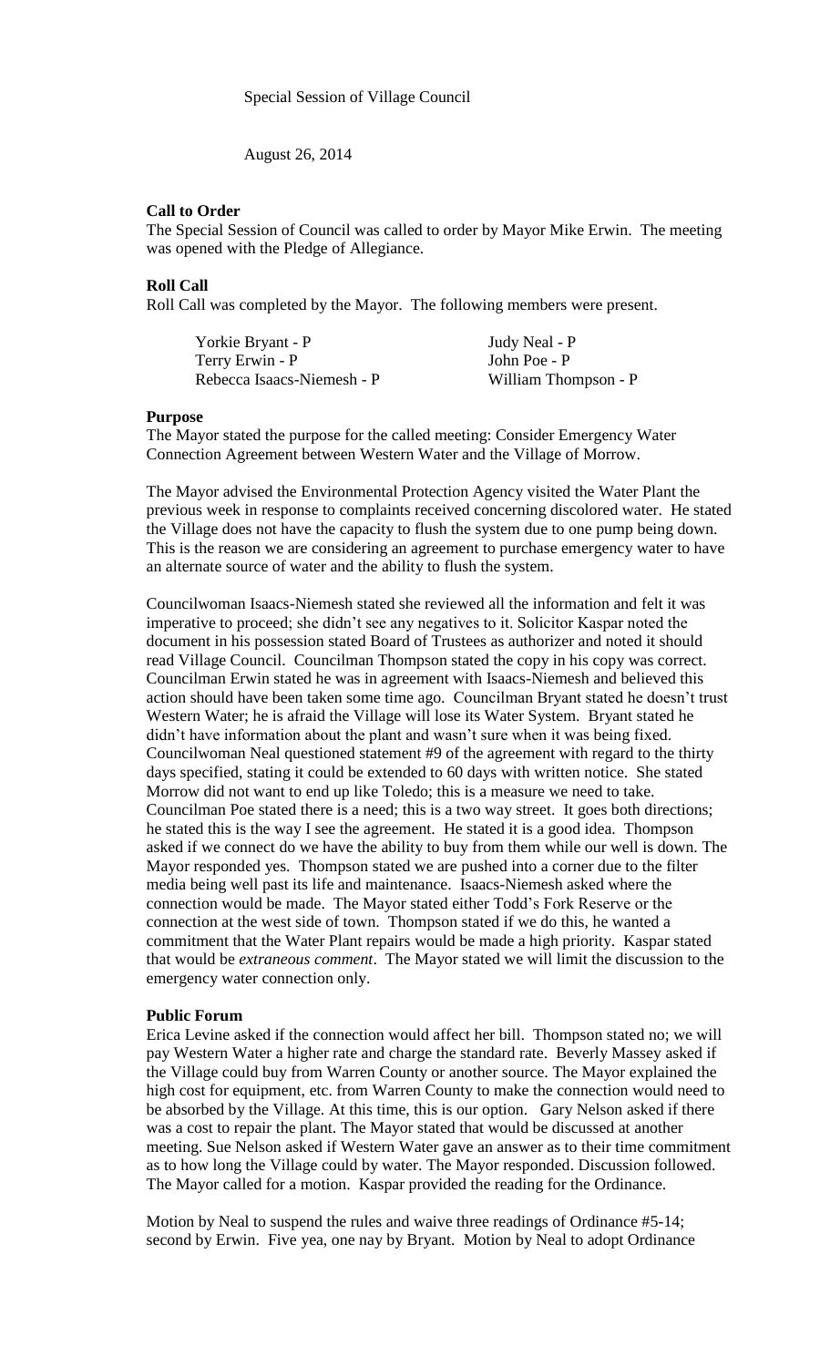Special Session of Village Council

August 26, 2014

**Call to Order**

The Special Session of Council was called to order by Mayor Mike Erwin. The meeting was opened with the Pledge of Allegiance.

**Roll Call**

Roll Call was completed by the Mayor. The following members were present.

| | |
|---|---|
| Yorkie Bryant - P | Judy Neal - P |
| Terry Erwin - P | John Poe - P |
| Rebecca Isaacs-Niemesh - P | William Thompson - P |

**Purpose**

The Mayor stated the purpose for the called meeting: Consider Emergency Water Connection Agreement between Western Water and the Village of Morrow.

The Mayor advised the Environmental Protection Agency visited the Water Plant the previous week in response to complaints received concerning discolored water. He stated the Village does not have the capacity to flush the system due to one pump being down. This is the reason we are considering an agreement to purchase emergency water to have an alternate source of water and the ability to flush the system.

Councilwoman Isaacs-Niemesh stated she reviewed all the information and felt it was imperative to proceed; she didn't see any negatives to it. Solicitor Kaspar noted the document in his possession stated Board of Trustees as authorizer and noted it should read Village Council. Councilman Thompson stated the copy in his copy was correct. Councilman Erwin stated he was in agreement with Isaacs-Niemesh and believed this action should have been taken some time ago. Councilman Bryant stated he doesn't trust Western Water; he is afraid the Village will lose its Water System. Bryant stated he didn't have information about the plant and wasn't sure when it was being fixed. Councilwoman Neal questioned statement #9 of the agreement with regard to the thirty days specified, stating it could be extended to 60 days with written notice. She stated Morrow did not want to end up like Toledo; this is a measure we need to take. Councilman Poe stated there is a need; this is a two way street. It goes both directions; he stated this is the way I see the agreement. He stated it is a good idea. Thompson asked if we connect do we have the ability to buy from them while our well is down. The Mayor responded yes. Thompson stated we are pushed into a corner due to the filter media being well past its life and maintenance. Isaacs-Niemesh asked where the connection would be made. The Mayor stated either Todd's Fork Reserve or the connection at the west side of town. Thompson stated if we do this, he wanted a commitment that the Water Plant repairs would be made a high priority. Kaspar stated that would be *extraneous comment*. The Mayor stated we will limit the discussion to the emergency water connection only.

**Public Forum**

Erica Levine asked if the connection would affect her bill. Thompson stated no; we will pay Western Water a higher rate and charge the standard rate. Beverly Massey asked if the Village could buy from Warren County or another source. The Mayor explained the high cost for equipment, etc. from Warren County to make the connection would need to be absorbed by the Village. At this time, this is our option. Gary Nelson asked if there was a cost to repair the plant. The Mayor stated that would be discussed at another meeting. Sue Nelson asked if Western Water gave an answer as to their time commitment as to how long the Village could by water. The Mayor responded. Discussion followed. The Mayor called for a motion. Kaspar provided the reading for the Ordinance.

Motion by Neal to suspend the rules and waive three readings of Ordinance #5-14; second by Erwin. Five yea, one nay by Bryant. Motion by Neal to adopt Ordinance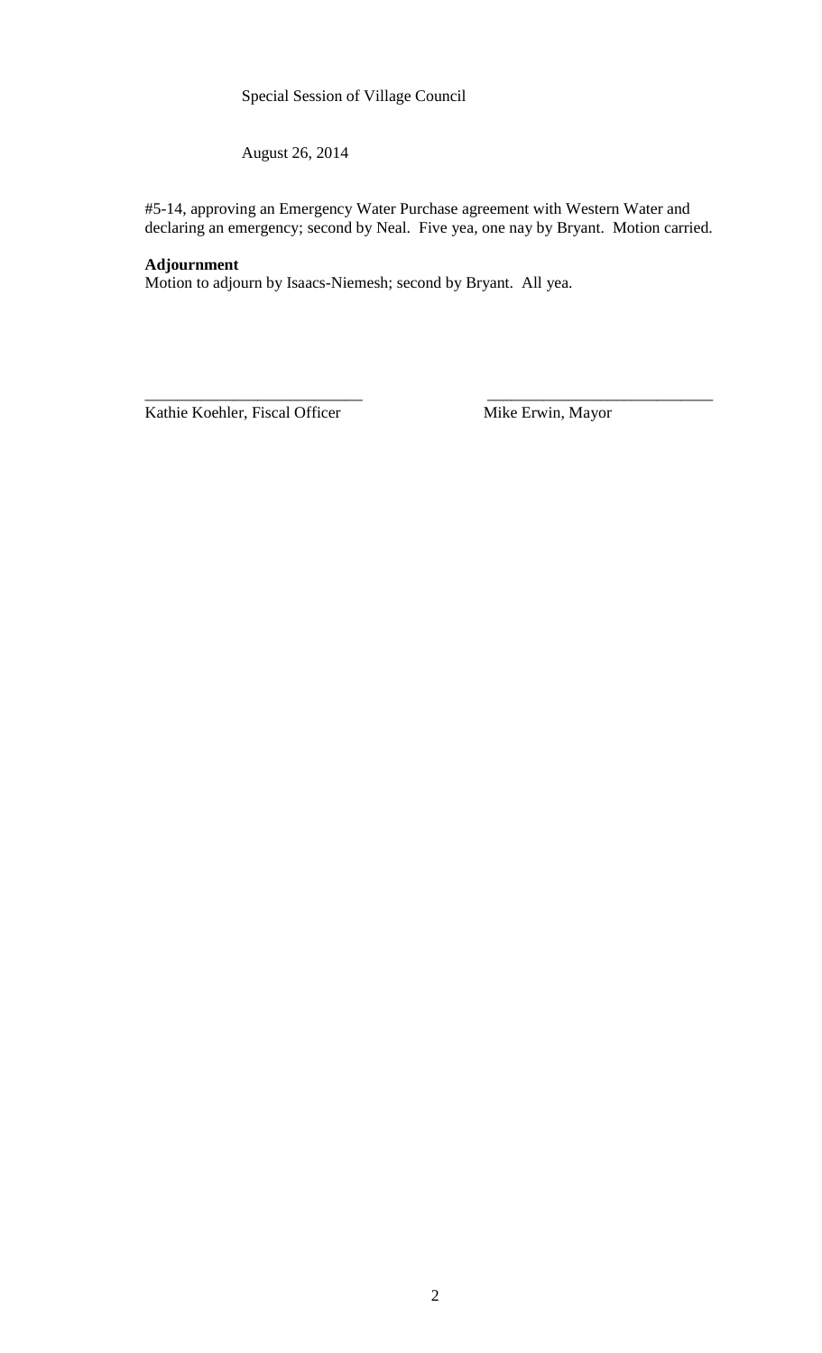Special Session of Village Council

August 26, 2014

#5-14, approving an Emergency Water Purchase agreement with Western Water and declaring an emergency; second by Neal. Five yea, one nay by Bryant. Motion carried.

**Adjournment**

Motion to adjourn by Isaacs-Niemesh; second by Bryant. All yea.

\_\_\_\_\_\_\_\_\_\_\_\_\_\_\_\_\_\_\_\_\_\_\_\_\_\_\_ \_\_\_\_\_\_\_\_\_\_\_\_\_\_\_\_\_\_\_\_\_\_\_\_\_\_\_\_

Kathie Koehler, Fiscal Officer Mike Erwin, Mayor